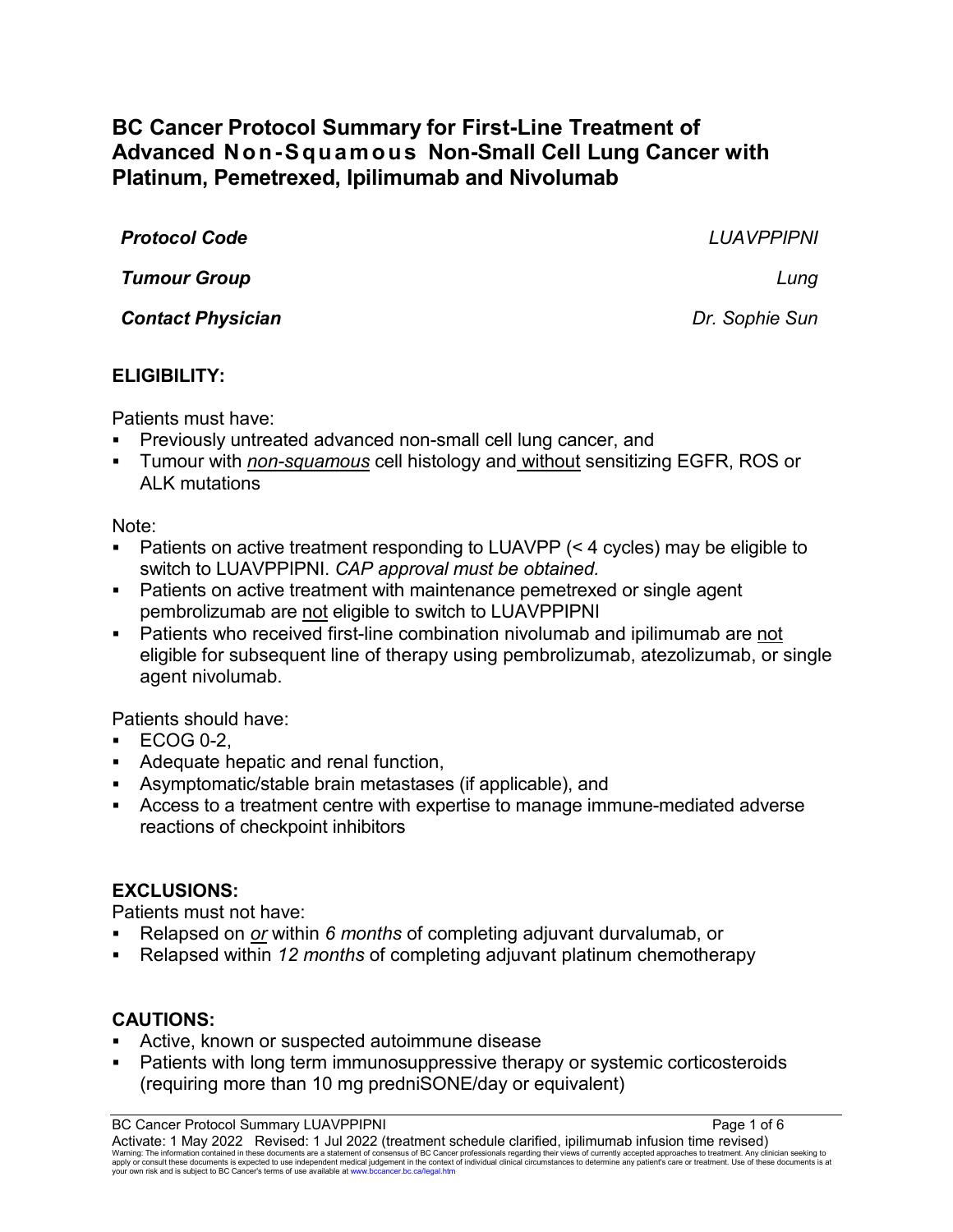# BC Cancer Protocol Summary for First-Line Treatment of Advanced Non-Squamous Non-Small Cell Lung Cancer with Platinum, Pemetrexed, Ipilimumab and Nivolumab

| | |
|---|---|
| ***Protocol Code*** | *LUAVPPIPNI* |
| ***Tumour Group*** | *Lung* |
| ***Contact Physician*** | *Dr. Sophie Sun* |

## ELIGIBILITY:

Patients must have:

- Previously untreated advanced non-small cell lung cancer, and
- Tumour with ***non-squamous*** cell histology and without sensitizing EGFR, ROS or ALK mutations

Note:

- Patients on active treatment responding to LUAVPP (< 4 cycles) may be eligible to switch to LUAVPPIPNI. *CAP approval must be obtained.*
- Patients on active treatment with maintenance pemetrexed or single agent pembrolizumab are not eligible to switch to LUAVPPIPNI
- Patients who received first-line combination nivolumab and ipilimumab are not eligible for subsequent line of therapy using pembrolizumab, atezolizumab, or single agent nivolumab.

Patients should have:

- ECOG 0-2,
- Adequate hepatic and renal function,
- Asymptomatic/stable brain metastases (if applicable), and
- Access to a treatment centre with expertise to manage immune-mediated adverse reactions of checkpoint inhibitors

## EXCLUSIONS:

Patients must not have:

- Relapsed on ***or*** within *6 months* of completing adjuvant durvalumab, or
- Relapsed within *12 months* of completing adjuvant platinum chemotherapy

## CAUTIONS:

- Active, known or suspected autoimmune disease
- Patients with long term immunosuppressive therapy or systemic corticosteroids (requiring more than 10 mg predniSONE/day or equivalent)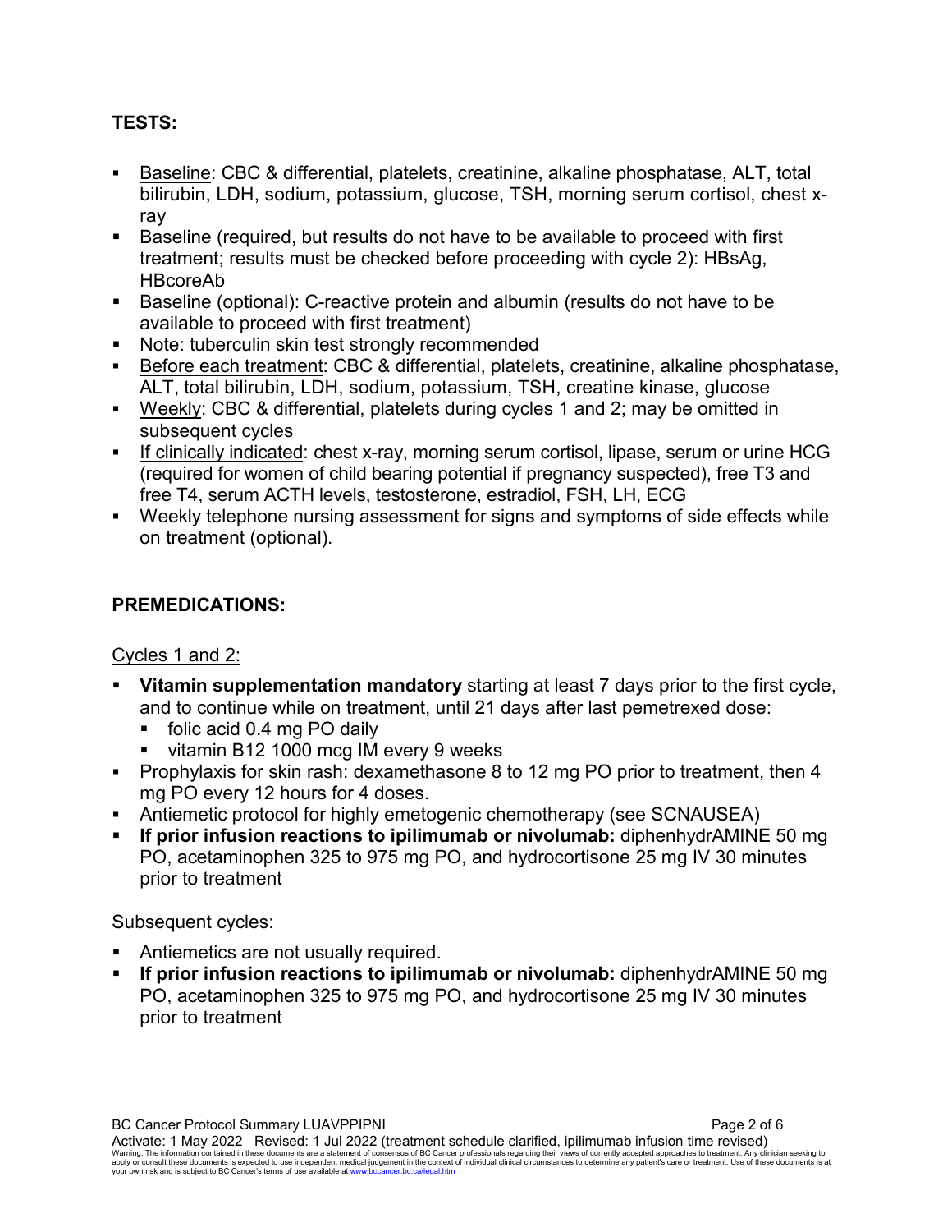## TESTS:

- Baseline: CBC & differential, platelets, creatinine, alkaline phosphatase, ALT, total bilirubin, LDH, sodium, potassium, glucose, TSH, morning serum cortisol, chest x-ray
- Baseline (required, but results do not have to be available to proceed with first treatment; results must be checked before proceeding with cycle 2): HBsAg, HBcoreAb
- Baseline (optional): C-reactive protein and albumin (results do not have to be available to proceed with first treatment)
- Note: tuberculin skin test strongly recommended
- Before each treatment: CBC & differential, platelets, creatinine, alkaline phosphatase, ALT, total bilirubin, LDH, sodium, potassium, TSH, creatine kinase, glucose
- Weekly: CBC & differential, platelets during cycles 1 and 2; may be omitted in subsequent cycles
- If clinically indicated: chest x-ray, morning serum cortisol, lipase, serum or urine HCG (required for women of child bearing potential if pregnancy suspected), free T3 and free T4, serum ACTH levels, testosterone, estradiol, FSH, LH, ECG
- Weekly telephone nursing assessment for signs and symptoms of side effects while on treatment (optional).

## PREMEDICATIONS:

Cycles 1 and 2:

- **Vitamin supplementation mandatory** starting at least 7 days prior to the first cycle, and to continue while on treatment, until 21 days after last pemetrexed dose:
  - folic acid 0.4 mg PO daily
  - vitamin B12 1000 mcg IM every 9 weeks
- Prophylaxis for skin rash: dexamethasone 8 to 12 mg PO prior to treatment, then 4 mg PO every 12 hours for 4 doses.
- Antiemetic protocol for highly emetogenic chemotherapy (see SCNAUSEA)
- **If prior infusion reactions to ipilimumab or nivolumab:** diphenhydrAMINE 50 mg PO, acetaminophen 325 to 975 mg PO, and hydrocortisone 25 mg IV 30 minutes prior to treatment

Subsequent cycles:

- Antiemetics are not usually required.
- **If prior infusion reactions to ipilimumab or nivolumab:** diphenhydrAMINE 50 mg PO, acetaminophen 325 to 975 mg PO, and hydrocortisone 25 mg IV 30 minutes prior to treatment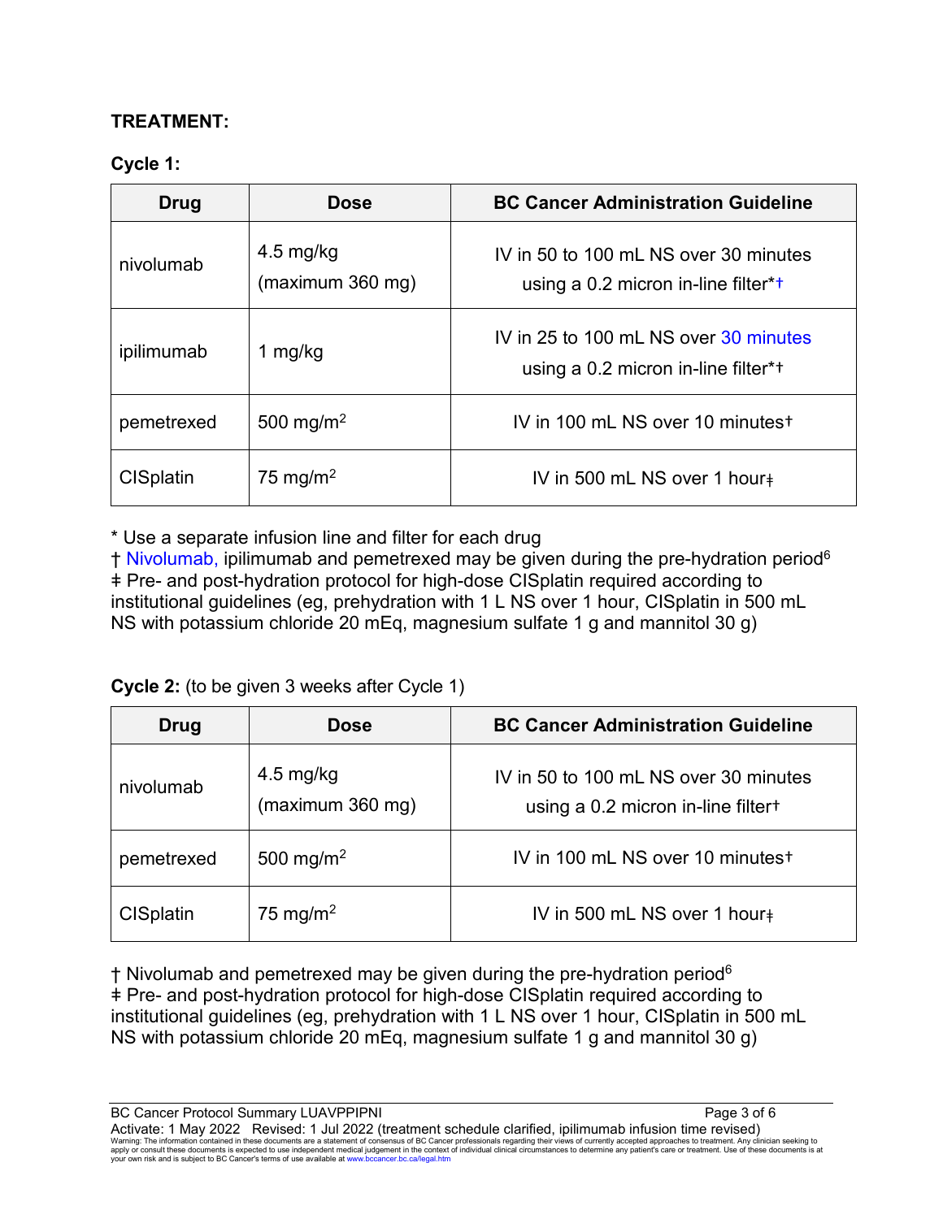**TREATMENT:**

**Cycle 1:**

| Drug | Dose | BC Cancer Administration Guideline |
|---|---|---|
| nivolumab | 4.5 mg/kg (maximum 360 mg) | IV in 50 to 100 mL NS over 30 minutes using a 0.2 micron in-line filter*† |
| ipilimumab | 1 mg/kg | IV in 25 to 100 mL NS over 30 minutes using a 0.2 micron in-line filter*† |
| pemetrexed | 500 mg/m$^2$ | IV in 100 mL NS over 10 minutes† |
| CISplatin | 75 mg/m$^2$ | IV in 500 mL NS over 1 hour‡ |

* Use a separate infusion line and filter for each drug

† Nivolumab, ipilimumab and pemetrexed may be given during the pre-hydration period[6]

‡ Pre- and post-hydration protocol for high-dose CISplatin required according to institutional guidelines (eg, prehydration with 1 L NS over 1 hour, CISplatin in 500 mL NS with potassium chloride 20 mEq, magnesium sulfate 1 g and mannitol 30 g)

**Cycle 2:** (to be given 3 weeks after Cycle 1)

| Drug | Dose | BC Cancer Administration Guideline |
|---|---|---|
| nivolumab | 4.5 mg/kg (maximum 360 mg) | IV in 50 to 100 mL NS over 30 minutes using a 0.2 micron in-line filter† |
| pemetrexed | 500 mg/m$^2$ | IV in 100 mL NS over 10 minutes† |
| CISplatin | 75 mg/m$^2$ | IV in 500 mL NS over 1 hour‡ |

† Nivolumab and pemetrexed may be given during the pre-hydration period[6]

‡ Pre- and post-hydration protocol for high-dose CISplatin required according to institutional guidelines (eg, prehydration with 1 L NS over 1 hour, CISplatin in 500 mL NS with potassium chloride 20 mEq, magnesium sulfate 1 g and mannitol 30 g)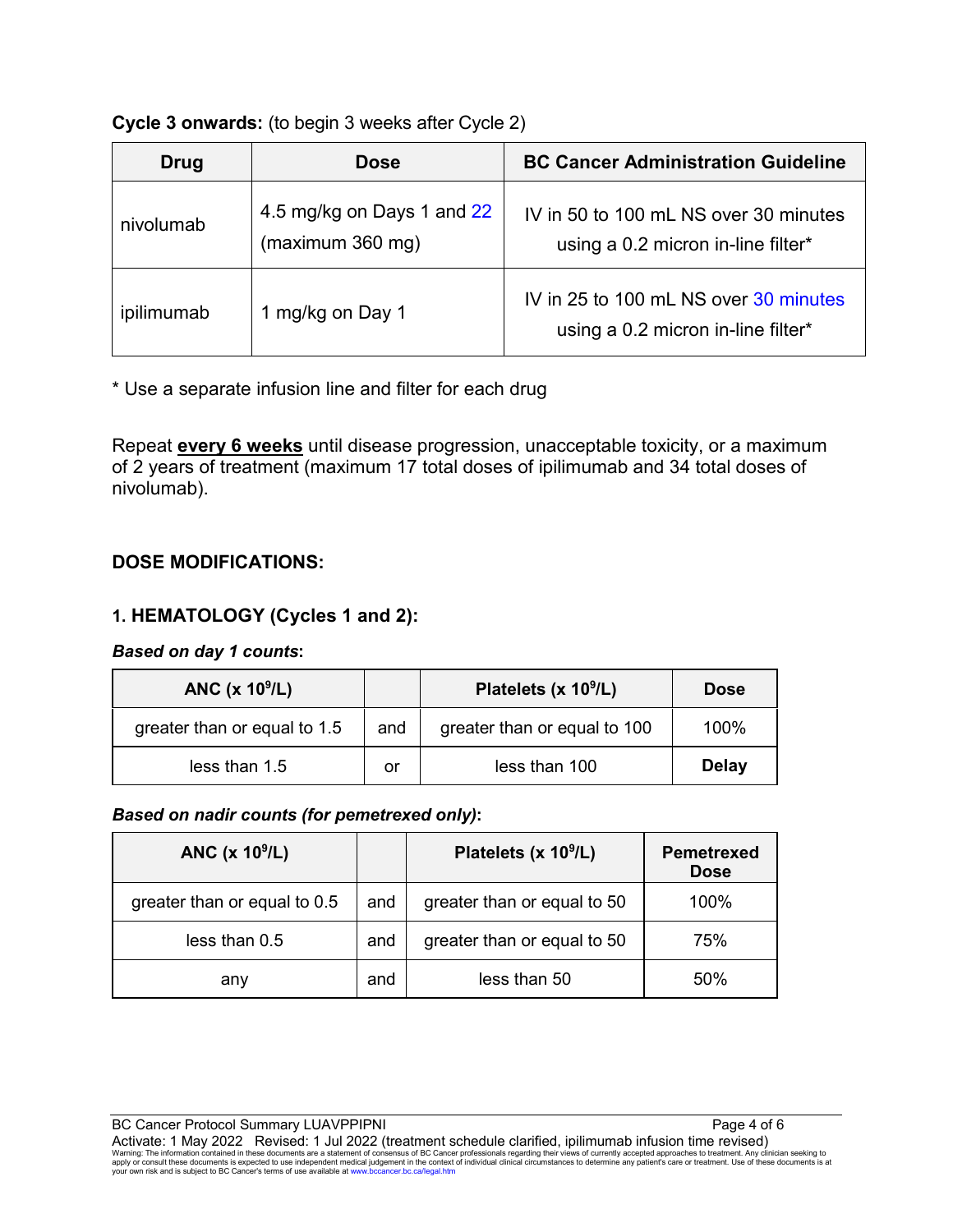**Cycle 3 onwards:** (to begin 3 weeks after Cycle 2)

| Drug | Dose | BC Cancer Administration Guideline |
|---|---|---|
| nivolumab | 4.5 mg/kg on Days 1 and 22 (maximum 360 mg) | IV in 50 to 100 mL NS over 30 minutes using a 0.2 micron in-line filter* |
| ipilimumab | 1 mg/kg on Day 1 | IV in 25 to 100 mL NS over 30 minutes using a 0.2 micron in-line filter* |

* Use a separate infusion line and filter for each drug

Repeat **every 6 weeks** until disease progression, unacceptable toxicity, or a maximum of 2 years of treatment (maximum 17 total doses of ipilimumab and 34 total doses of nivolumab).

### DOSE MODIFICATIONS:

#### 1. HEMATOLOGY (Cycles 1 and 2):

***Based on day 1 counts*:**

| ANC (x $10^9$/L) | | Platelets (x $10^9$/L) | Dose |
|---|---|---|---|
| greater than or equal to 1.5 | and | greater than or equal to 100 | 100% |
| less than 1.5 | or | less than 100 | **Delay** |

***Based on nadir counts (for pemetrexed only)*:**

| ANC (x $10^9$/L) | | Platelets (x $10^9$/L) | Pemetrexed Dose |
|---|---|---|---|
| greater than or equal to 0.5 | and | greater than or equal to 50 | 100% |
| less than 0.5 | and | greater than or equal to 50 | 75% |
| any | and | less than 50 | 50% |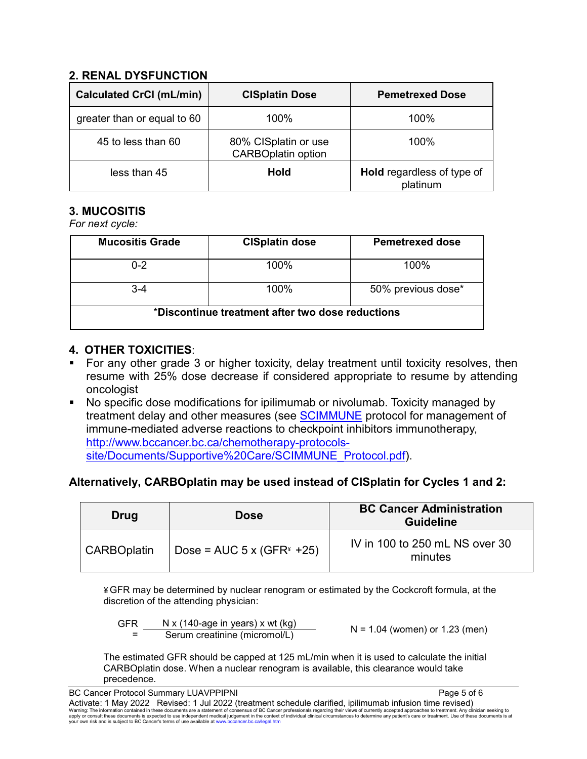## 2. RENAL DYSFUNCTION

| Calculated CrCl (mL/min) | CISplatin Dose | Pemetrexed Dose |
|---|---|---|
| greater than or equal to 60 | 100% | 100% |
| 45 to less than 60 | 80% CISplatin or use CARBOplatin option | 100% |
| less than 45 | **Hold** | **Hold** regardless of type of platinum |

## 3. MUCOSITIS

*For next cycle:*

| Mucositis Grade | CISplatin dose | Pemetrexed dose |
|---|---|---|
| 0-2 | 100% | 100% |
| 3-4 | 100% | 50% previous dose* |
| *Discontinue treatment after two dose reductions | | |

## 4. OTHER TOXICITIES:

- For any other grade 3 or higher toxicity, delay treatment until toxicity resolves, then resume with 25% dose decrease if considered appropriate to resume by attending oncologist
- No specific dose modifications for ipilimumab or nivolumab. Toxicity managed by treatment delay and other measures (see SCIMMUNE protocol for management of immune-mediated adverse reactions to checkpoint inhibitors immunotherapy, http://www.bccancer.bc.ca/chemotherapy-protocols-site/Documents/Supportive%20Care/SCIMMUNE_Protocol.pdf).

### Alternatively, CARBOplatin may be used instead of CISplatin for Cycles 1 and 2:

| Drug | Dose | BC Cancer Administration Guideline |
|---|---|---|
| CARBOplatin | Dose = AUC 5 x (GFR¥ +25) | IV in 100 to 250 mL NS over 30 minutes |

¥ GFR may be determined by nuclear renogram or estimated by the Cockcroft formula, at the discretion of the attending physician:

$$GFR = \frac{N \times (140\text{-age in years}) \times \text{wt (kg)}}{\text{Serum creatinine (micromol/L)}}$$

N = 1.04 (women) or 1.23 (men)

The estimated GFR should be capped at 125 mL/min when it is used to calculate the initial CARBOplatin dose. When a nuclear renogram is available, this clearance would take precedence.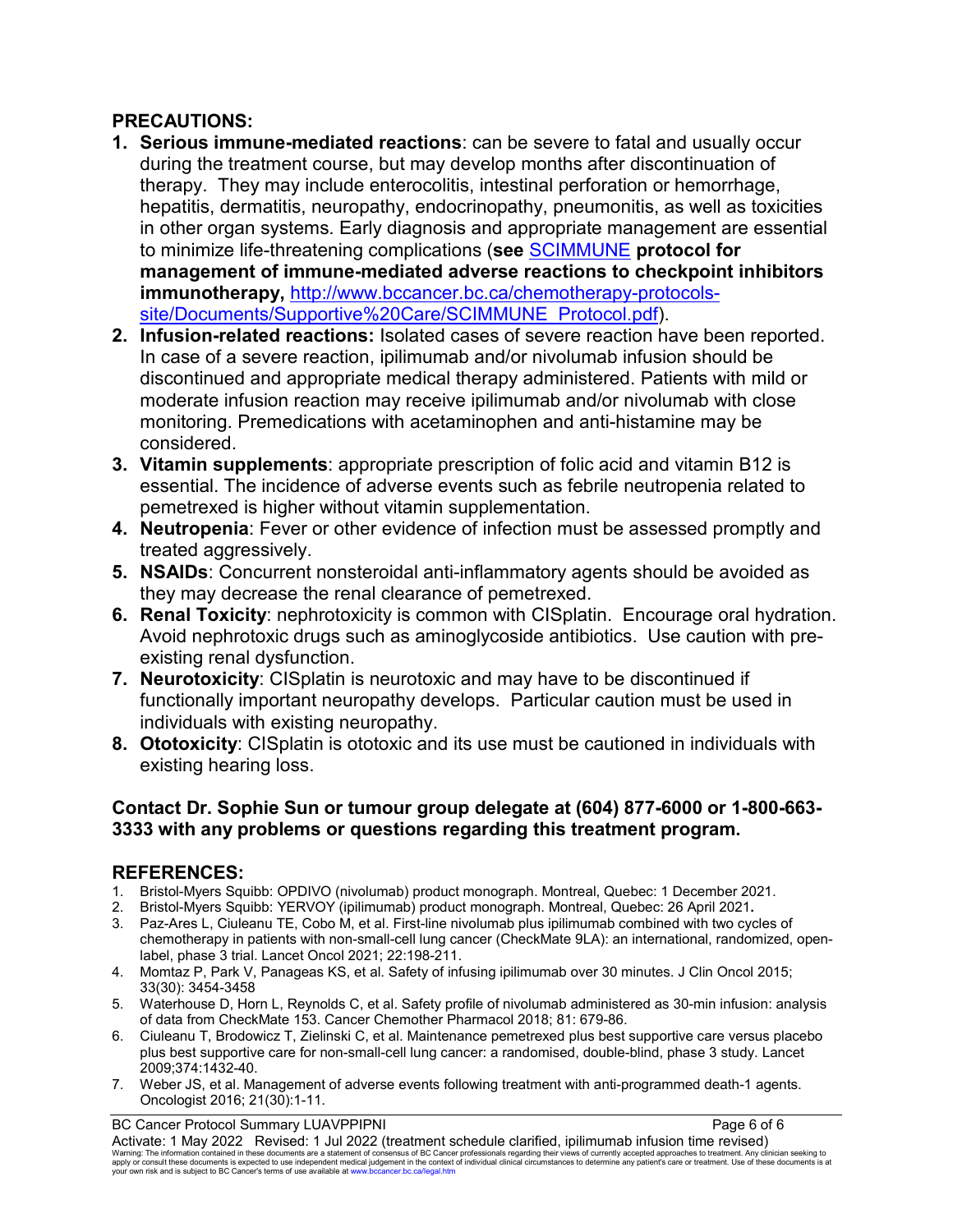## PRECAUTIONS:

1. **Serious immune-mediated reactions**: can be severe to fatal and usually occur during the treatment course, but may develop months after discontinuation of therapy. They may include enterocolitis, intestinal perforation or hemorrhage, hepatitis, dermatitis, neuropathy, endocrinopathy, pneumonitis, as well as toxicities in other organ systems. Early diagnosis and appropriate management are essential to minimize life-threatening complications (**see** SCIMMUNE **protocol for management of immune-mediated adverse reactions to checkpoint inhibitors immunotherapy,** http://www.bccancer.bc.ca/chemotherapy-protocols-site/Documents/Supportive%20Care/SCIMMUNE_Protocol.pdf).
2. **Infusion-related reactions:** Isolated cases of severe reaction have been reported. In case of a severe reaction, ipilimumab and/or nivolumab infusion should be discontinued and appropriate medical therapy administered. Patients with mild or moderate infusion reaction may receive ipilimumab and/or nivolumab with close monitoring. Premedications with acetaminophen and anti-histamine may be considered.
3. **Vitamin supplements**: appropriate prescription of folic acid and vitamin B12 is essential. The incidence of adverse events such as febrile neutropenia related to pemetrexed is higher without vitamin supplementation.
4. **Neutropenia**: Fever or other evidence of infection must be assessed promptly and treated aggressively.
5. **NSAIDs**: Concurrent nonsteroidal anti-inflammatory agents should be avoided as they may decrease the renal clearance of pemetrexed.
6. **Renal Toxicity**: nephrotoxicity is common with CISplatin. Encourage oral hydration. Avoid nephrotoxic drugs such as aminoglycoside antibiotics. Use caution with pre-existing renal dysfunction.
7. **Neurotoxicity**: CISplatin is neurotoxic and may have to be discontinued if functionally important neuropathy develops. Particular caution must be used in individuals with existing neuropathy.
8. **Ototoxicity**: CISplatin is ototoxic and its use must be cautioned in individuals with existing hearing loss.

**Contact Dr. Sophie Sun or tumour group delegate at (604) 877-6000 or 1-800-663-3333 with any problems or questions regarding this treatment program.**

## REFERENCES:

1. Bristol-Myers Squibb: OPDIVO (nivolumab) product monograph. Montreal, Quebec: 1 December 2021.
2. Bristol-Myers Squibb: YERVOY (ipilimumab) product monograph. Montreal, Quebec: 26 April 2021**.**
3. Paz-Ares L, Ciuleanu TE, Cobo M, et al. First-line nivolumab plus ipilimumab combined with two cycles of chemotherapy in patients with non-small-cell lung cancer (CheckMate 9LA): an international, randomized, open-label, phase 3 trial. Lancet Oncol 2021; 22:198-211.
4. Momtaz P, Park V, Panageas KS, et al. Safety of infusing ipilimumab over 30 minutes. J Clin Oncol 2015; 33(30): 3454-3458
5. Waterhouse D, Horn L, Reynolds C, et al. Safety profile of nivolumab administered as 30-min infusion: analysis of data from CheckMate 153. Cancer Chemother Pharmacol 2018; 81: 679-86.
6. Ciuleanu T, Brodowicz T, Zielinski C, et al. Maintenance pemetrexed plus best supportive care versus placebo plus best supportive care for non-small-cell lung cancer: a randomised, double-blind, phase 3 study. Lancet 2009;374:1432-40.
7. Weber JS, et al. Management of adverse events following treatment with anti-programmed death-1 agents. Oncologist 2016; 21(30):1-11.